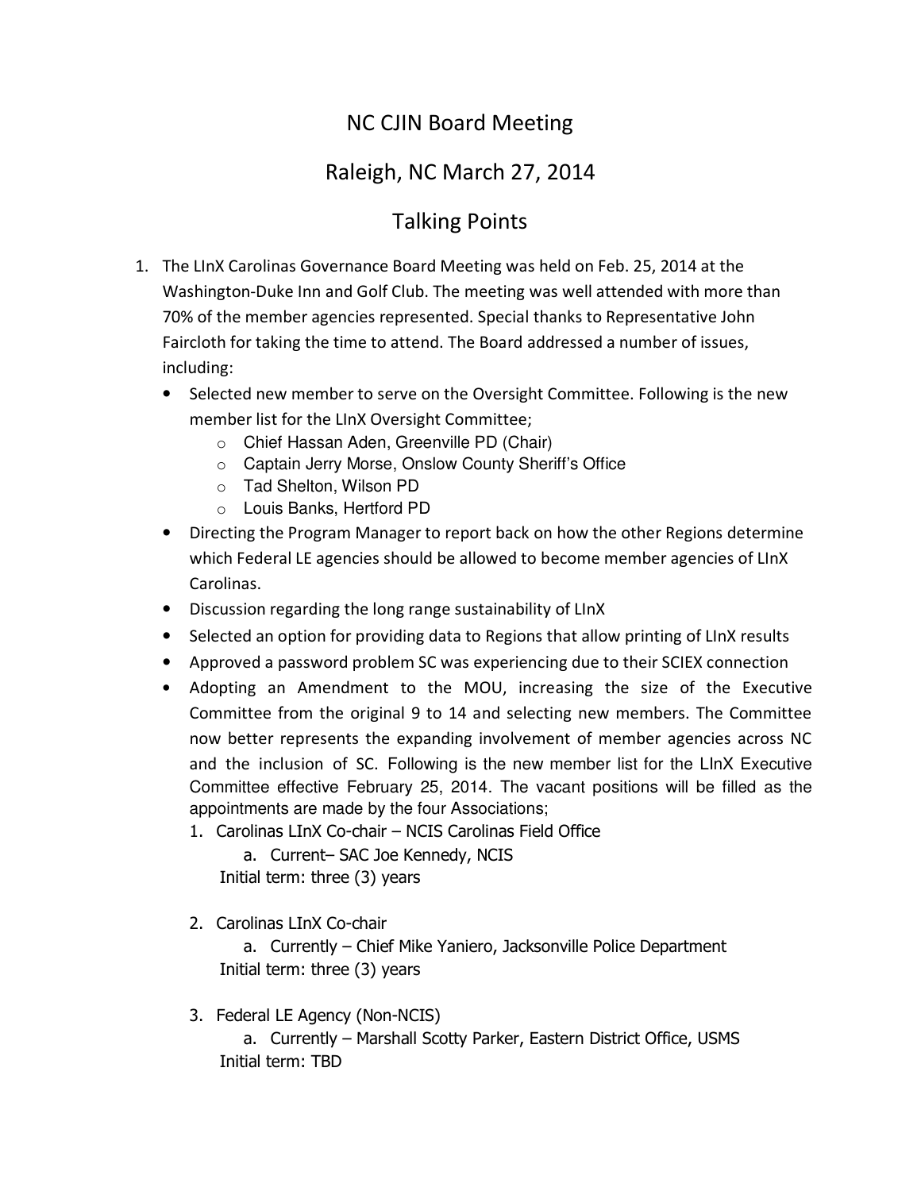# NC CJIN Board Meeting

## Raleigh, NC March 27, 2014

## Talking Points

1. The LInX Carolinas Governance Board Meeting was held on Feb. 25, 2014 at the Washington-Duke Inn and Golf Club. The meeting was well attended with more than 70% of the member agencies represented. Special thanks to Representative John Faircloth for taking the time to attend. The Board addressed a number of issues, including:
   - Selected new member to serve on the Oversight Committee. Following is the new member list for the LInX Oversight Committee;
     - Chief Hassan Aden, Greenville PD (Chair)
     - Captain Jerry Morse, Onslow County Sheriff's Office
     - Tad Shelton, Wilson PD
     - Louis Banks, Hertford PD
   - Directing the Program Manager to report back on how the other Regions determine which Federal LE agencies should be allowed to become member agencies of LInX Carolinas.
   - Discussion regarding the long range sustainability of LInX
   - Selected an option for providing data to Regions that allow printing of LInX results
   - Approved a password problem SC was experiencing due to their SCIEX connection
   - Adopting an Amendment to the MOU, increasing the size of the Executive Committee from the original 9 to 14 and selecting new members. The Committee now better represents the expanding involvement of member agencies across NC and the inclusion of SC. Following is the new member list for the LInX Executive Committee effective February 25, 2014. The vacant positions will be filled as the appointments are made by the four Associations;
     1. Carolinas LInX Co-chair – NCIS Carolinas Field Office
        a. Current– SAC Joe Kennedy, NCIS
        
        Initial term: three (3) years
     2. Carolinas LInX Co-chair
        a. Currently – Chief Mike Yaniero, Jacksonville Police Department
        
        Initial term: three (3) years
     3. Federal LE Agency (Non-NCIS)
        a. Currently – Marshall Scotty Parker, Eastern District Office, USMS
        
        Initial term: TBD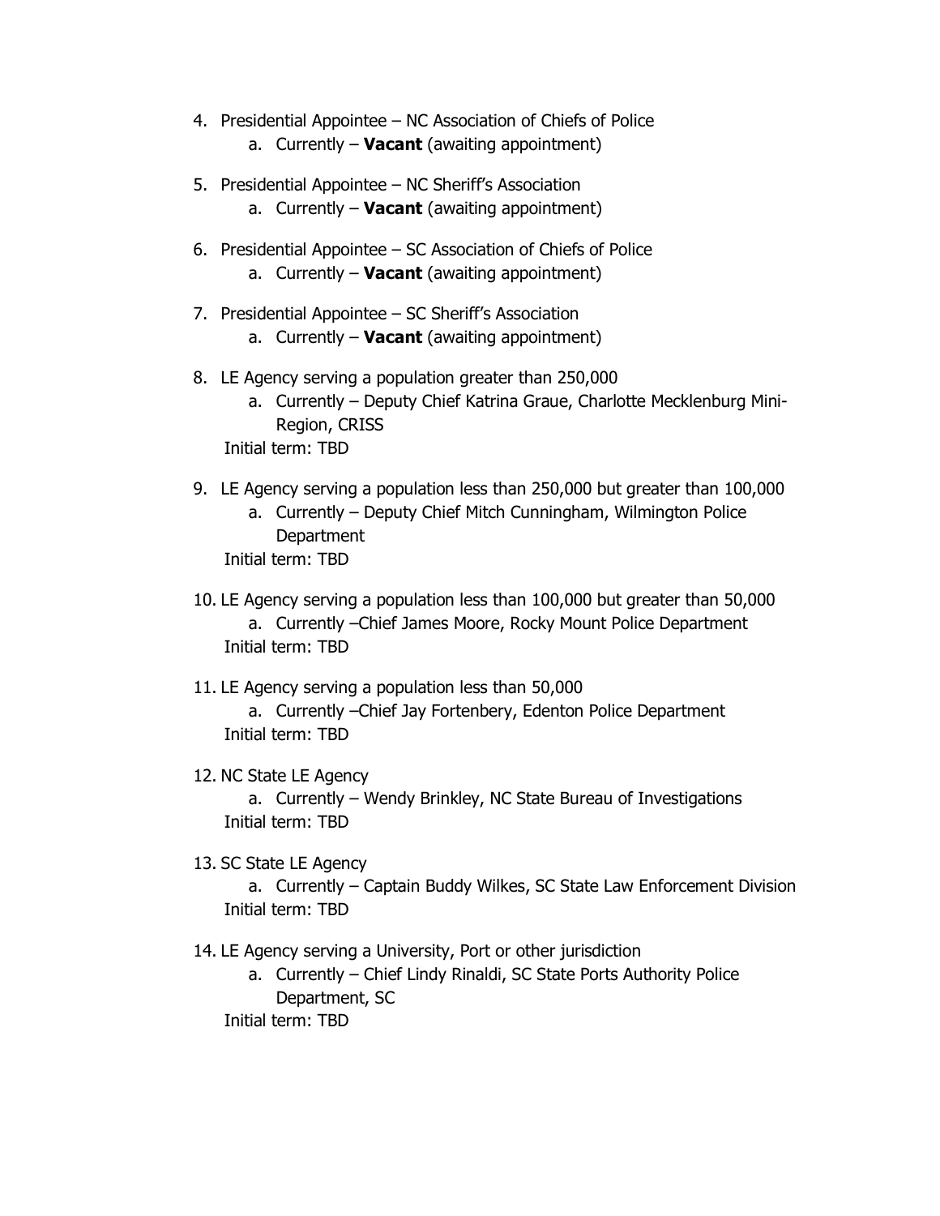4. Presidential Appointee – NC Association of Chiefs of Police
    a. Currently – **Vacant** (awaiting appointment)

5. Presidential Appointee – NC Sheriff's Association
    a. Currently – **Vacant** (awaiting appointment)

6. Presidential Appointee – SC Association of Chiefs of Police
    a. Currently – **Vacant** (awaiting appointment)

7. Presidential Appointee – SC Sheriff's Association
    a. Currently – **Vacant** (awaiting appointment)

8. LE Agency serving a population greater than 250,000
    a. Currently – Deputy Chief Katrina Graue, Charlotte Mecklenburg Mini-Region, CRISS

    Initial term: TBD

9. LE Agency serving a population less than 250,000 but greater than 100,000
    a. Currently – Deputy Chief Mitch Cunningham, Wilmington Police Department

    Initial term: TBD

10. LE Agency serving a population less than 100,000 but greater than 50,000
    a. Currently –Chief James Moore, Rocky Mount Police Department

    Initial term: TBD

11. LE Agency serving a population less than 50,000
    a. Currently –Chief Jay Fortenbery, Edenton Police Department

    Initial term: TBD

12. NC State LE Agency
    a. Currently – Wendy Brinkley, NC State Bureau of Investigations

    Initial term: TBD

13. SC State LE Agency
    a. Currently – Captain Buddy Wilkes, SC State Law Enforcement Division

    Initial term: TBD

14. LE Agency serving a University, Port or other jurisdiction
    a. Currently – Chief Lindy Rinaldi, SC State Ports Authority Police Department, SC

    Initial term: TBD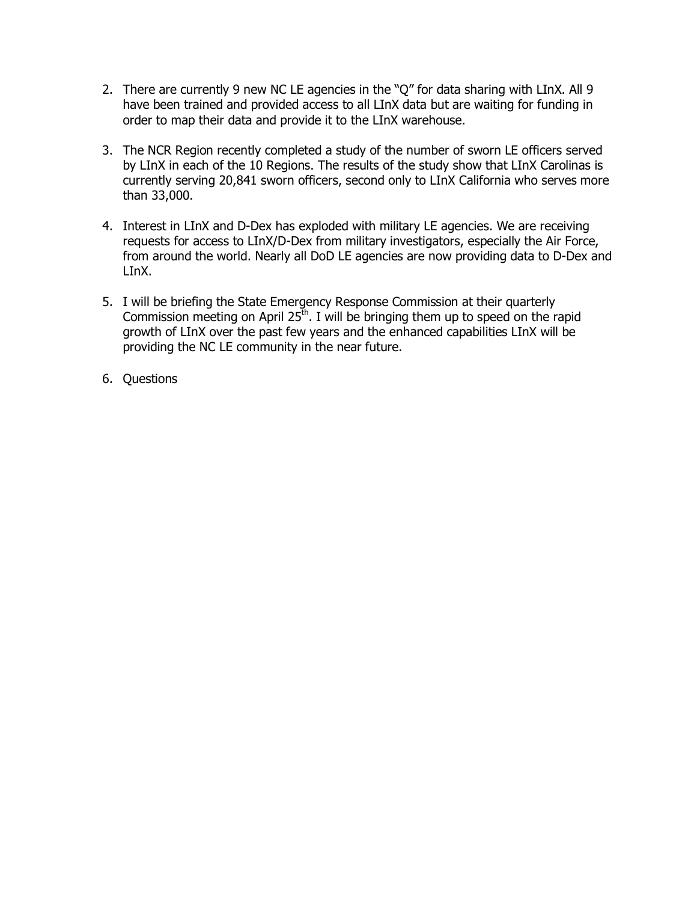2. There are currently 9 new NC LE agencies in the "Q" for data sharing with LInX. All 9 have been trained and provided access to all LInX data but are waiting for funding in order to map their data and provide it to the LInX warehouse.

3. The NCR Region recently completed a study of the number of sworn LE officers served by LInX in each of the 10 Regions. The results of the study show that LInX Carolinas is currently serving 20,841 sworn officers, second only to LInX California who serves more than 33,000.

4. Interest in LInX and D-Dex has exploded with military LE agencies. We are receiving requests for access to LInX/D-Dex from military investigators, especially the Air Force, from around the world. Nearly all DoD LE agencies are now providing data to D-Dex and LInX.

5. I will be briefing the State Emergency Response Commission at their quarterly Commission meeting on April 25th. I will be bringing them up to speed on the rapid growth of LInX over the past few years and the enhanced capabilities LInX will be providing the NC LE community in the near future.

6. Questions